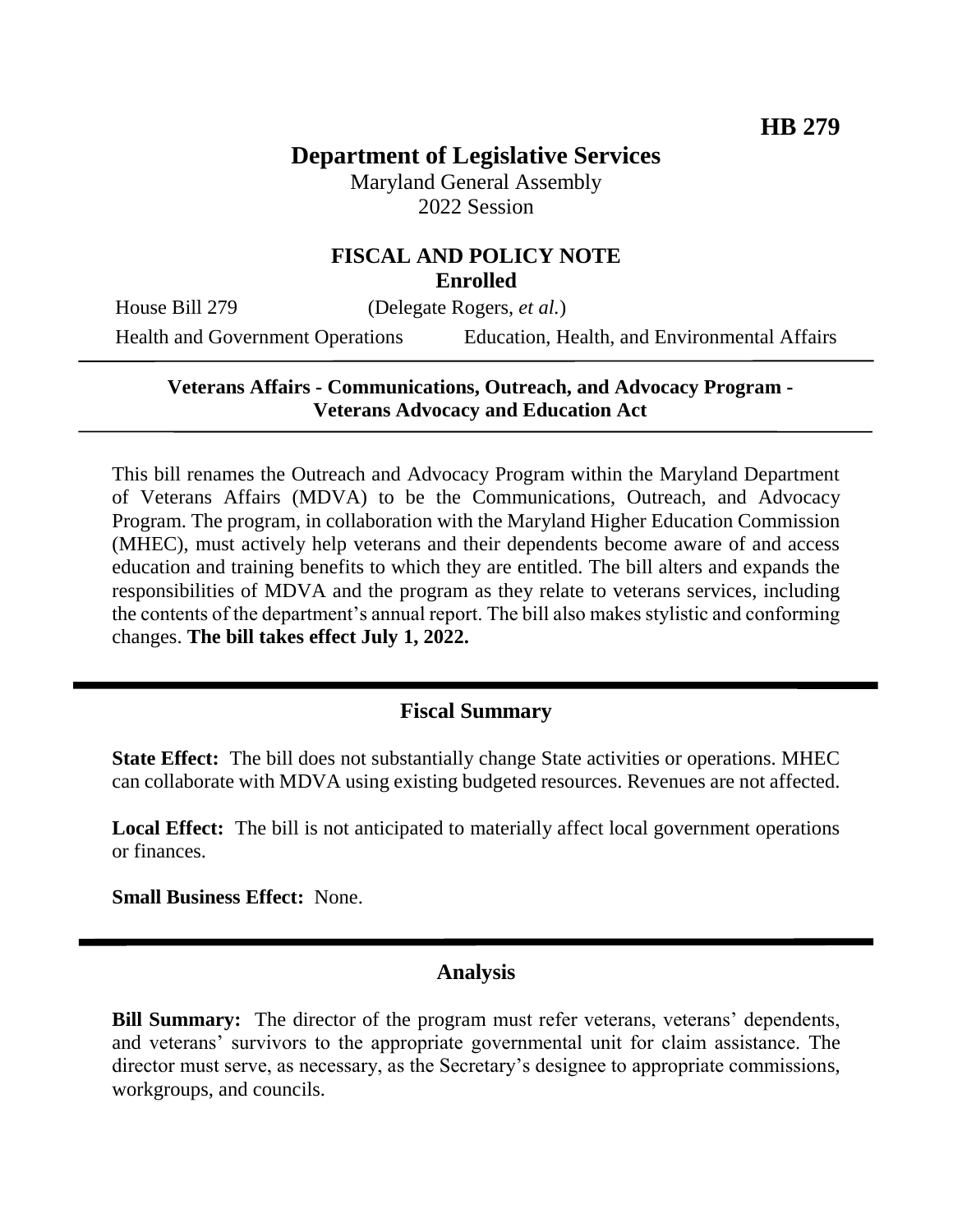**HB 279**

# Department of Legislative Services

Maryland General Assembly
2022 Session

## FISCAL AND POLICY NOTE
**Enrolled**

House Bill 279 (Delegate Rogers, *et al.*)

Health and Government Operations Education, Health, and Environmental Affairs

**Veterans Affairs - Communications, Outreach, and Advocacy Program - Veterans Advocacy and Education Act**

This bill renames the Outreach and Advocacy Program within the Maryland Department of Veterans Affairs (MDVA) to be the Communications, Outreach, and Advocacy Program. The program, in collaboration with the Maryland Higher Education Commission (MHEC), must actively help veterans and their dependents become aware of and access education and training benefits to which they are entitled. The bill alters and expands the responsibilities of MDVA and the program as they relate to veterans services, including the contents of the department's annual report. The bill also makes stylistic and conforming changes. **The bill takes effect July 1, 2022.**

## Fiscal Summary

**State Effect:** The bill does not substantially change State activities or operations. MHEC can collaborate with MDVA using existing budgeted resources. Revenues are not affected.

**Local Effect:** The bill is not anticipated to materially affect local government operations or finances.

**Small Business Effect:** None.

## Analysis

**Bill Summary:** The director of the program must refer veterans, veterans' dependents, and veterans' survivors to the appropriate governmental unit for claim assistance. The director must serve, as necessary, as the Secretary's designee to appropriate commissions, workgroups, and councils.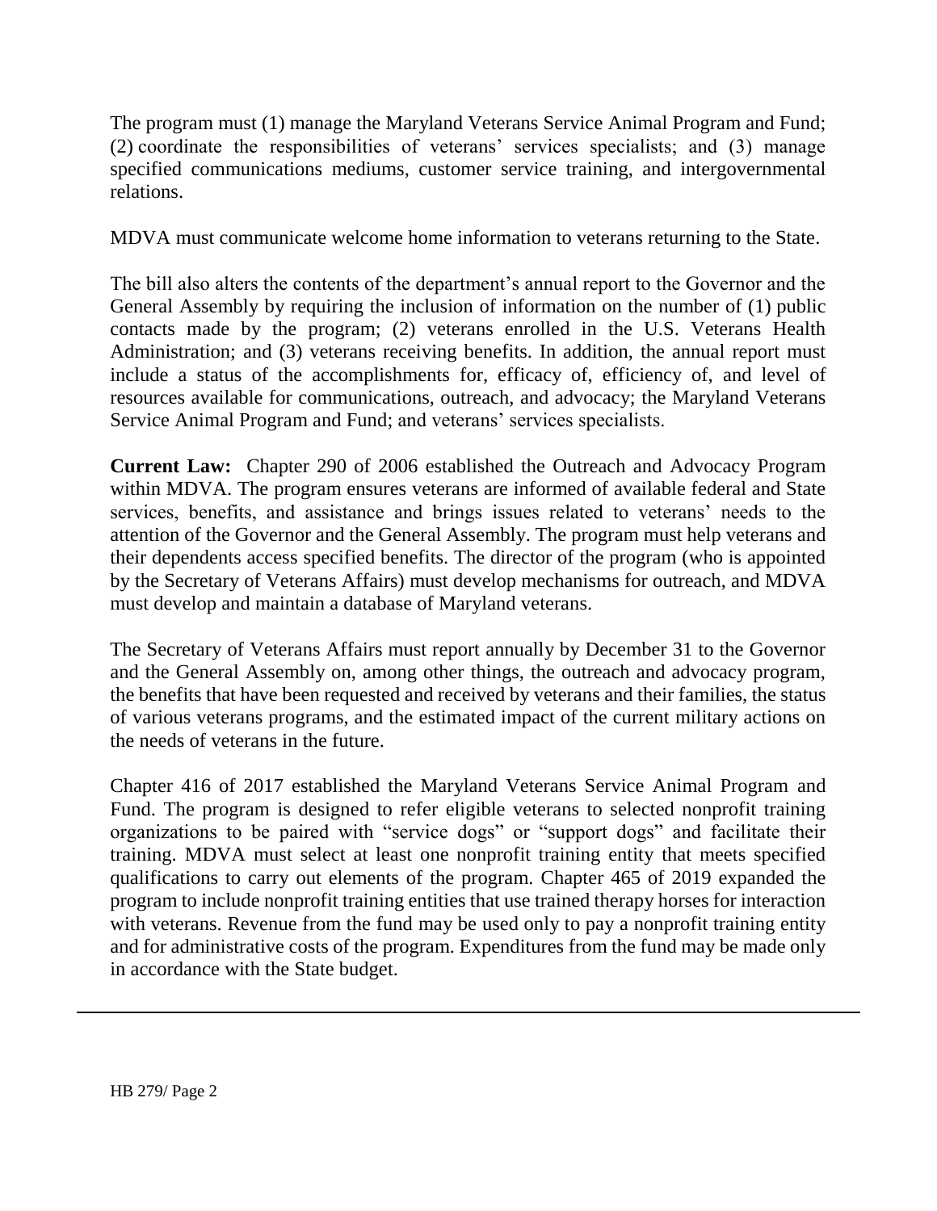The program must (1) manage the Maryland Veterans Service Animal Program and Fund; (2) coordinate the responsibilities of veterans' services specialists; and (3) manage specified communications mediums, customer service training, and intergovernmental relations.

MDVA must communicate welcome home information to veterans returning to the State.

The bill also alters the contents of the department's annual report to the Governor and the General Assembly by requiring the inclusion of information on the number of (1) public contacts made by the program; (2) veterans enrolled in the U.S. Veterans Health Administration; and (3) veterans receiving benefits. In addition, the annual report must include a status of the accomplishments for, efficacy of, efficiency of, and level of resources available for communications, outreach, and advocacy; the Maryland Veterans Service Animal Program and Fund; and veterans' services specialists.

**Current Law:** Chapter 290 of 2006 established the Outreach and Advocacy Program within MDVA. The program ensures veterans are informed of available federal and State services, benefits, and assistance and brings issues related to veterans' needs to the attention of the Governor and the General Assembly. The program must help veterans and their dependents access specified benefits. The director of the program (who is appointed by the Secretary of Veterans Affairs) must develop mechanisms for outreach, and MDVA must develop and maintain a database of Maryland veterans.

The Secretary of Veterans Affairs must report annually by December 31 to the Governor and the General Assembly on, among other things, the outreach and advocacy program, the benefits that have been requested and received by veterans and their families, the status of various veterans programs, and the estimated impact of the current military actions on the needs of veterans in the future.

Chapter 416 of 2017 established the Maryland Veterans Service Animal Program and Fund. The program is designed to refer eligible veterans to selected nonprofit training organizations to be paired with "service dogs" or "support dogs" and facilitate their training. MDVA must select at least one nonprofit training entity that meets specified qualifications to carry out elements of the program. Chapter 465 of 2019 expanded the program to include nonprofit training entities that use trained therapy horses for interaction with veterans. Revenue from the fund may be used only to pay a nonprofit training entity and for administrative costs of the program. Expenditures from the fund may be made only in accordance with the State budget.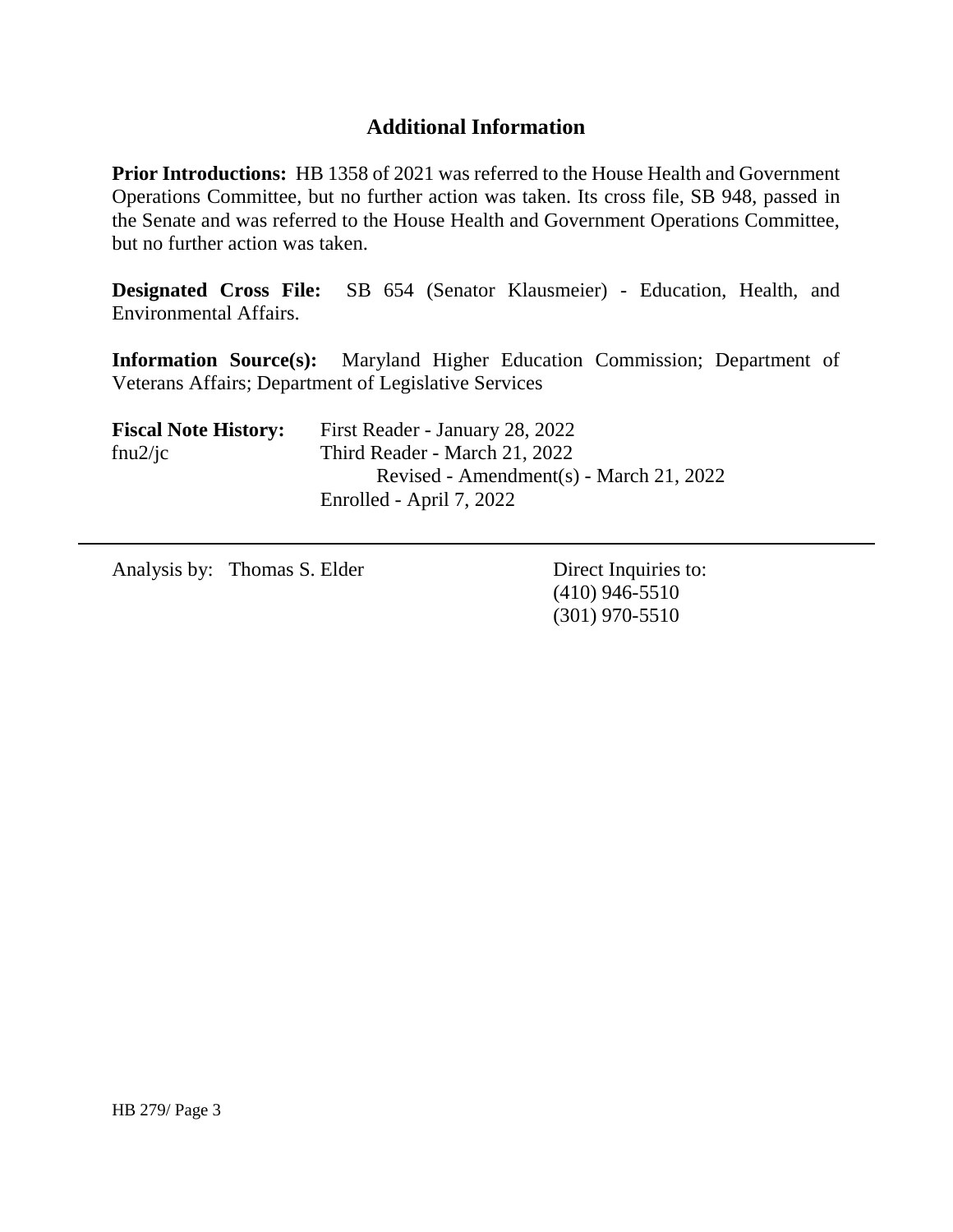## Additional Information

**Prior Introductions:** HB 1358 of 2021 was referred to the House Health and Government Operations Committee, but no further action was taken. Its cross file, SB 948, passed in the Senate and was referred to the House Health and Government Operations Committee, but no further action was taken.

**Designated Cross File:** SB 654 (Senator Klausmeier) - Education, Health, and Environmental Affairs.

**Information Source(s):** Maryland Higher Education Commission; Department of Veterans Affairs; Department of Legislative Services

| | |
|---|---|
| **Fiscal Note History:** | First Reader - January 28, 2022 |
| fnu2/jc | Third Reader - March 21, 2022 |
| | Revised - Amendment(s) - March 21, 2022 |
| | Enrolled - April 7, 2022 |

---

Analysis by: Thomas S. Elder

Direct Inquiries to:
(410) 946-5510
(301) 970-5510